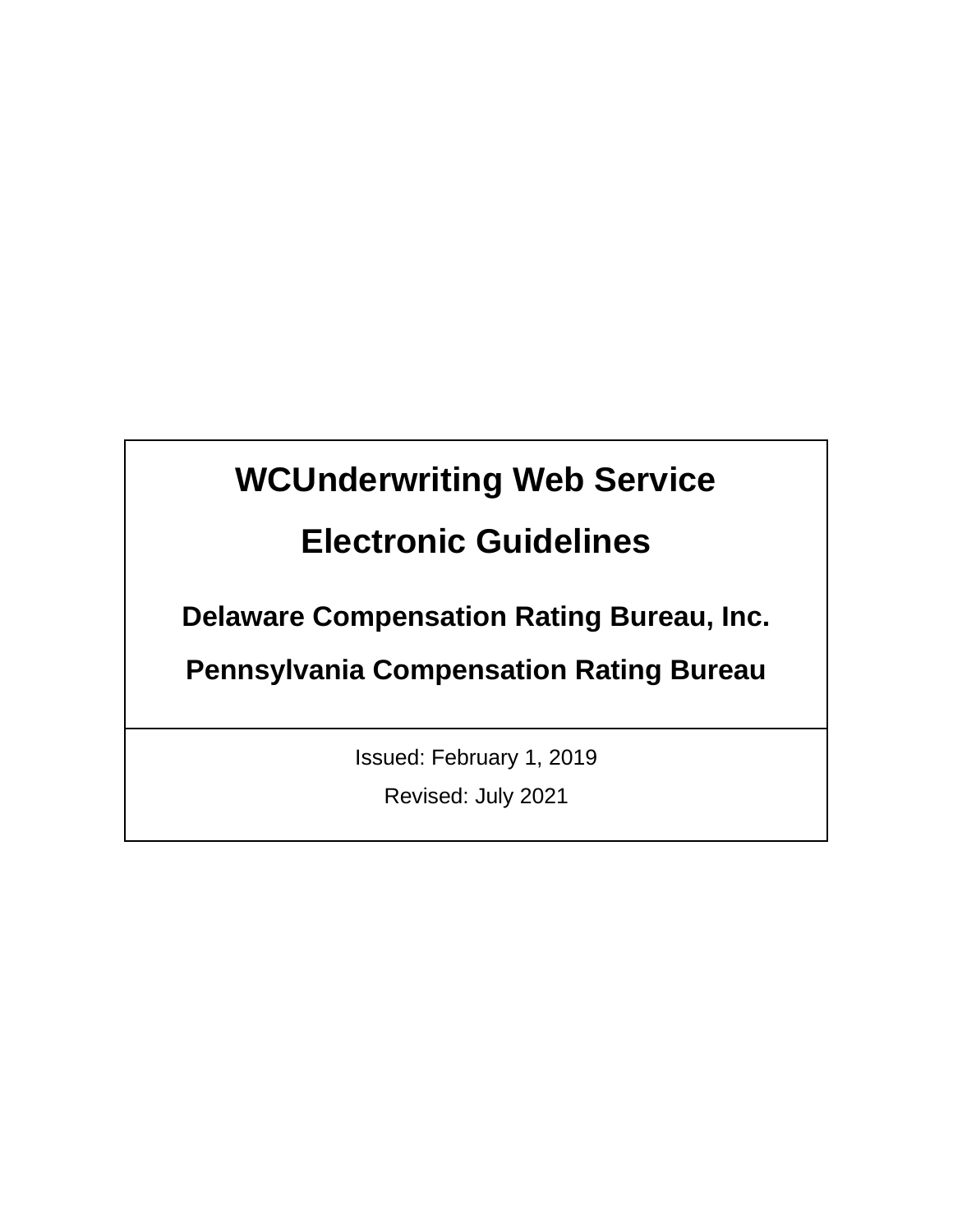# WCUnderwriting Web Service

# Electronic Guidelines

## Delaware Compensation Rating Bureau, Inc.

## Pennsylvania Compensation Rating Bureau

Issued: February 1, 2019

Revised: July 2021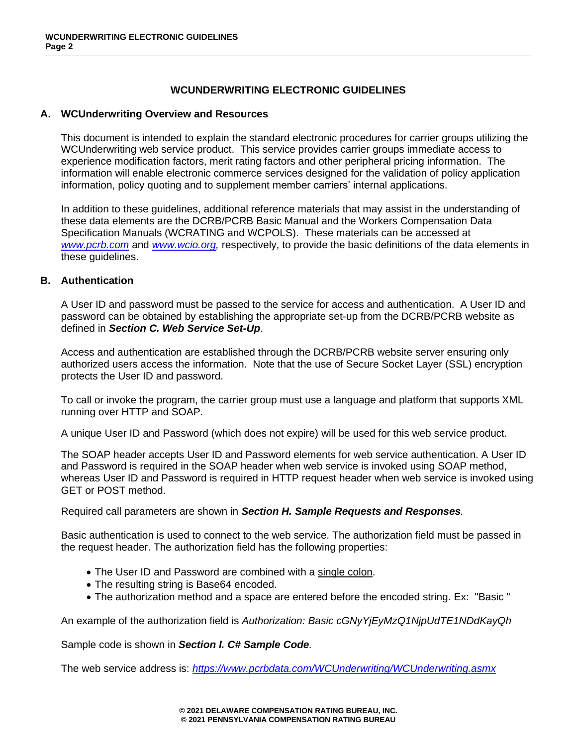# WCUNDERWRITING ELECTRONIC GUIDELINES

## A. WCUnderwriting Overview and Resources

This document is intended to explain the standard electronic procedures for carrier groups utilizing the WCUnderwriting web service product. This service provides carrier groups immediate access to experience modification factors, merit rating factors and other peripheral pricing information. The information will enable electronic commerce services designed for the validation of policy application information, policy quoting and to supplement member carriers' internal applications.

In addition to these guidelines, additional reference materials that may assist in the understanding of these data elements are the DCRB/PCRB Basic Manual and the Workers Compensation Data Specification Manuals (WCRATING and WCPOLS). These materials can be accessed at *www.pcrb.com* and *www.wcio.org,* respectively, to provide the basic definitions of the data elements in these guidelines.

## B. Authentication

A User ID and password must be passed to the service for access and authentication. A User ID and password can be obtained by establishing the appropriate set-up from the DCRB/PCRB website as defined in ***Section C. Web Service Set-Up***.

Access and authentication are established through the DCRB/PCRB website server ensuring only authorized users access the information. Note that the use of Secure Socket Layer (SSL) encryption protects the User ID and password.

To call or invoke the program, the carrier group must use a language and platform that supports XML running over HTTP and SOAP.

A unique User ID and Password (which does not expire) will be used for this web service product.

The SOAP header accepts User ID and Password elements for web service authentication. A User ID and Password is required in the SOAP header when web service is invoked using SOAP method, whereas User ID and Password is required in HTTP request header when web service is invoked using GET or POST method.

Required call parameters are shown in ***Section H. Sample Requests and Responses***.

Basic authentication is used to connect to the web service. The authorization field must be passed in the request header. The authorization field has the following properties:

- The User ID and Password are combined with a single colon.
- The resulting string is Base64 encoded.
- The authorization method and a space are entered before the encoded string. Ex: "Basic "

An example of the authorization field is *Authorization: Basic cGNyYjEyMzQ1NjpUdTE1NDdKayQh*

Sample code is shown in ***Section I. C# Sample Code***.

The web service address is: *https://www.pcrbdata.com/WCUnderwriting/WCUnderwriting.asmx*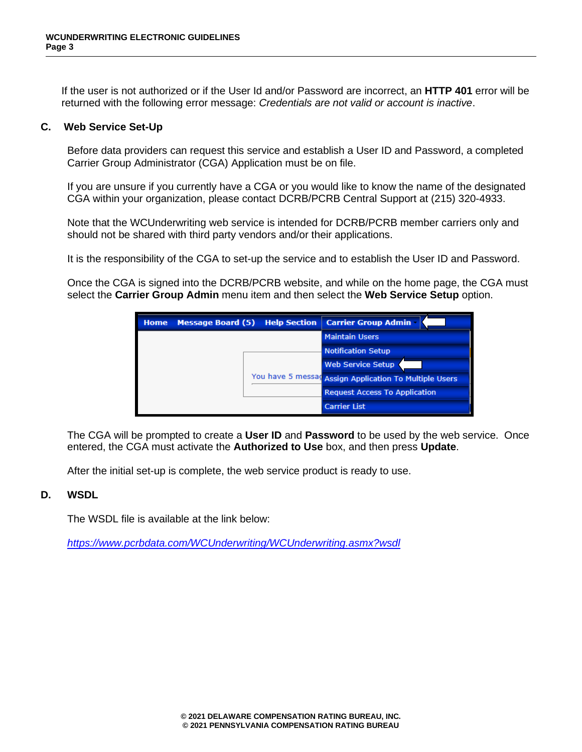If the user is not authorized or if the User Id and/or Password are incorrect, an **HTTP 401** error will be returned with the following error message: *Credentials are not valid or account is inactive*.

## C. Web Service Set-Up

Before data providers can request this service and establish a User ID and Password, a completed Carrier Group Administrator (CGA) Application must be on file.

If you are unsure if you currently have a CGA or you would like to know the name of the designated CGA within your organization, please contact DCRB/PCRB Central Support at (215) 320-4933.

Note that the WCUnderwriting web service is intended for DCRB/PCRB member carriers only and should not be shared with third party vendors and/or their applications.

It is the responsibility of the CGA to set-up the service and to establish the User ID and Password.

Once the CGA is signed into the DCRB/PCRB website, and while on the home page, the CGA must select the **Carrier Group Admin** menu item and then select the **Web Service Setup** option.

The CGA will be prompted to create a **User ID** and **Password** to be used by the web service. Once entered, the CGA must activate the **Authorized to Use** box, and then press **Update**.

After the initial set-up is complete, the web service product is ready to use.

## D. WSDL

The WSDL file is available at the link below:

*https://www.pcrbdata.com/WCUnderwriting/WCUnderwriting.asmx?wsdl*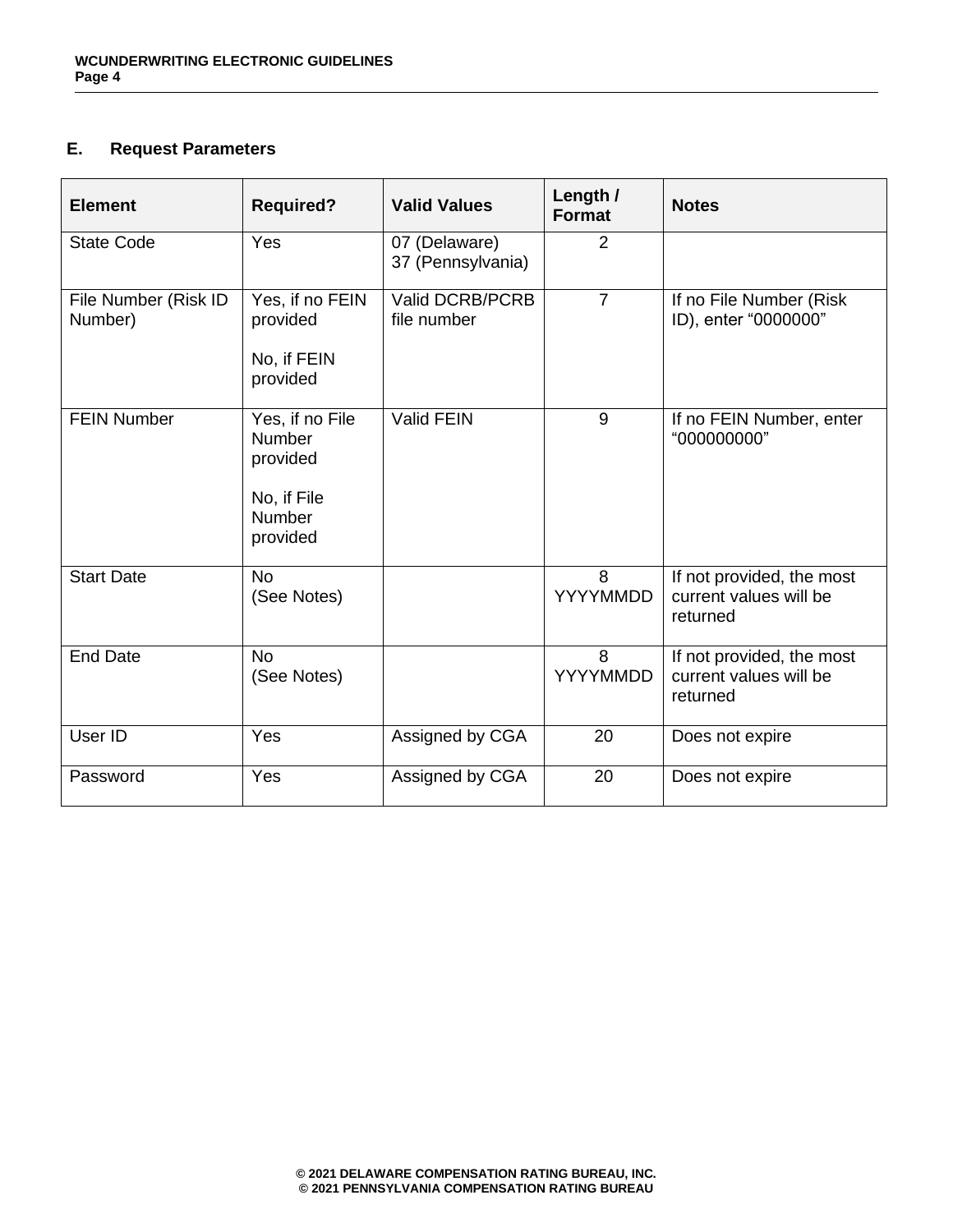## E. Request Parameters

| Element | Required? | Valid Values | Length / Format | Notes |
|---|---|---|---|---|
| State Code | Yes | 07 (Delaware)<br>37 (Pennsylvania) | 2 | |
| File Number (Risk ID Number) | Yes, if no FEIN provided<br><br>No, if FEIN provided | Valid DCRB/PCRB file number | 7 | If no File Number (Risk ID), enter "0000000" |
| FEIN Number | Yes, if no File Number provided<br><br>No, if File Number provided | Valid FEIN | 9 | If no FEIN Number, enter "000000000" |
| Start Date | No<br>(See Notes) | | 8<br>YYYYMMDD | If not provided, the most current values will be returned |
| End Date | No<br>(See Notes) | | 8<br>YYYYMMDD | If not provided, the most current values will be returned |
| User ID | Yes | Assigned by CGA | 20 | Does not expire |
| Password | Yes | Assigned by CGA | 20 | Does not expire |

© 2021 DELAWARE COMPENSATION RATING BUREAU, INC.
© 2021 PENNSYLVANIA COMPENSATION RATING BUREAU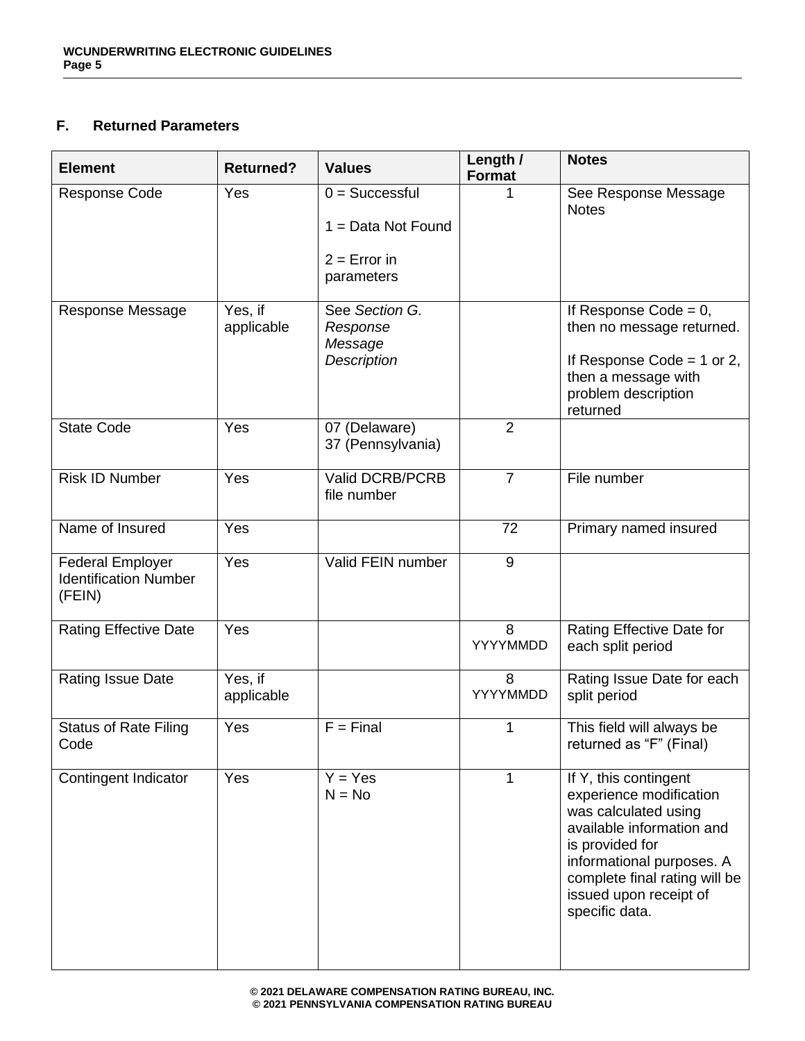## F. Returned Parameters

| Element | Returned? | Values | Length / Format | Notes |
|---|---|---|---|---|
| Response Code | Yes | 0 = Successful<br><br>1 = Data Not Found<br><br>2 = Error in parameters | 1 | See Response Message Notes |
| Response Message | Yes, if applicable | See *Section G. Response Message Description* | | If Response Code = 0, then no message returned.<br><br>If Response Code = 1 or 2, then a message with problem description returned |
| State Code | Yes | 07 (Delaware)<br>37 (Pennsylvania) | 2 | |
| Risk ID Number | Yes | Valid DCRB/PCRB file number | 7 | File number |
| Name of Insured | Yes | | 72 | Primary named insured |
| Federal Employer Identification Number (FEIN) | Yes | Valid FEIN number | 9 | |
| Rating Effective Date | Yes | | 8<br>YYYYMMDD | Rating Effective Date for each split period |
| Rating Issue Date | Yes, if applicable | | 8<br>YYYYMMDD | Rating Issue Date for each split period |
| Status of Rate Filing Code | Yes | F = Final | 1 | This field will always be returned as "F" (Final) |
| Contingent Indicator | Yes | Y = Yes<br>N = No | 1 | If Y, this contingent experience modification was calculated using available information and is provided for informational purposes. A complete final rating will be issued upon receipt of specific data. |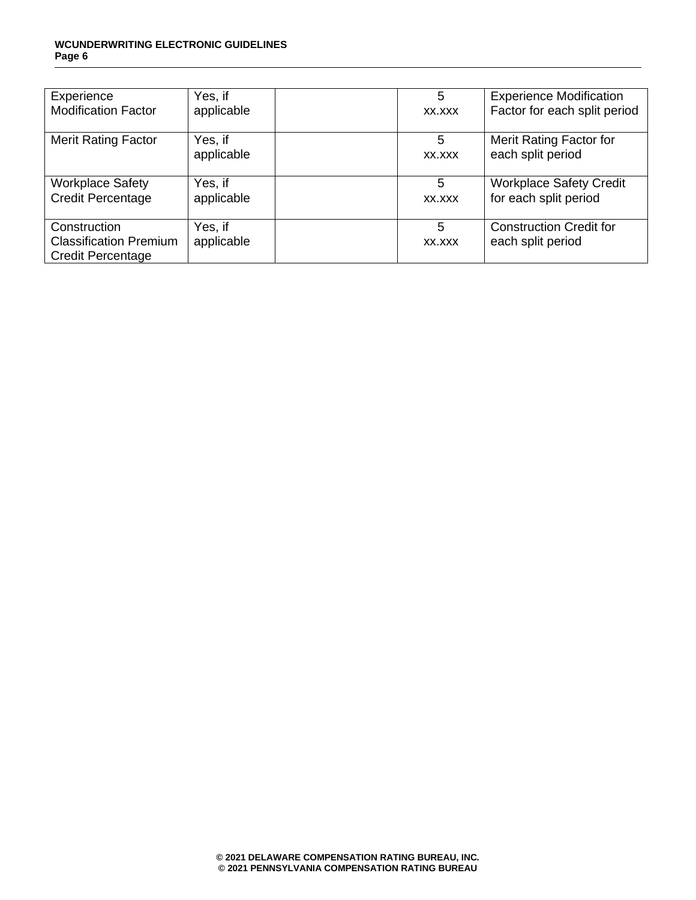| Experience Modification Factor | Yes, if applicable | | 5 xx.xxx | Experience Modification Factor for each split period |
|---|---|---|---|---|
| Merit Rating Factor | Yes, if applicable | | 5 xx.xxx | Merit Rating Factor for each split period |
| Workplace Safety Credit Percentage | Yes, if applicable | | 5 xx.xxx | Workplace Safety Credit for each split period |
| Construction Classification Premium Credit Percentage | Yes, if applicable | | 5 xx.xxx | Construction Credit for each split period |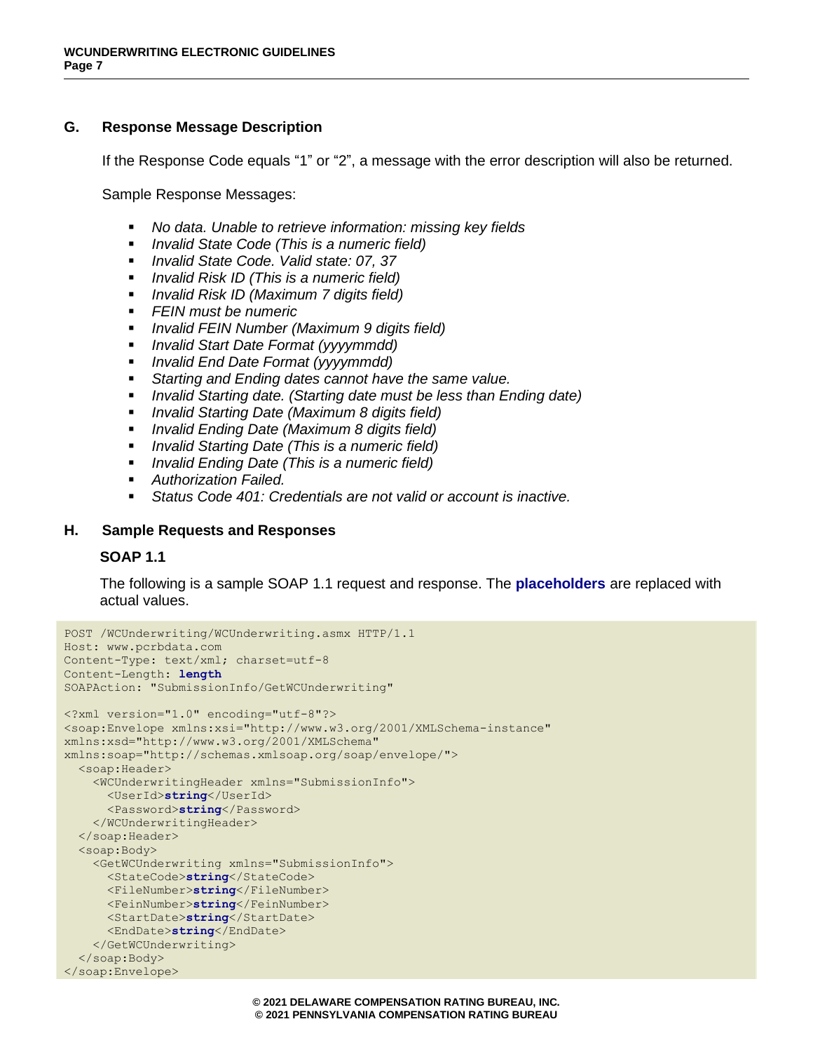## G. Response Message Description

If the Response Code equals “1” or “2”, a message with the error description will also be returned.

Sample Response Messages:

- *No data. Unable to retrieve information: missing key fields*
- *Invalid State Code (This is a numeric field)*
- *Invalid State Code. Valid state: 07, 37*
- *Invalid Risk ID (This is a numeric field)*
- *Invalid Risk ID (Maximum 7 digits field)*
- *FEIN must be numeric*
- *Invalid FEIN Number (Maximum 9 digits field)*
- *Invalid Start Date Format (yyyymmdd)*
- *Invalid End Date Format (yyyymmdd)*
- *Starting and Ending dates cannot have the same value.*
- *Invalid Starting date. (Starting date must be less than Ending date)*
- *Invalid Starting Date (Maximum 8 digits field)*
- *Invalid Ending Date (Maximum 8 digits field)*
- *Invalid Starting Date (This is a numeric field)*
- *Invalid Ending Date (This is a numeric field)*
- *Authorization Failed.*
- *Status Code 401: Credentials are not valid or account is inactive.*

## H. Sample Requests and Responses

### SOAP 1.1

The following is a sample SOAP 1.1 request and response. The **placeholders** are replaced with actual values.

```
POST /WCUnderwriting/WCUnderwriting.asmx HTTP/1.1
Host: www.pcrbdata.com
Content-Type: text/xml; charset=utf-8
Content-Length: length
SOAPAction: "SubmissionInfo/GetWCUnderwriting"

<?xml version="1.0" encoding="utf-8"?>
<soap:Envelope xmlns:xsi="http://www.w3.org/2001/XMLSchema-instance"
xmlns:xsd="http://www.w3.org/2001/XMLSchema"
xmlns:soap="http://schemas.xmlsoap.org/soap/envelope/">
  <soap:Header>
    <WCUnderwritingHeader xmlns="SubmissionInfo">
      <UserId>string</UserId>
      <Password>string</Password>
    </WCUnderwritingHeader>
  </soap:Header>
  <soap:Body>
    <GetWCUnderwriting xmlns="SubmissionInfo">
      <StateCode>string</StateCode>
      <FileNumber>string</FileNumber>
      <FeinNumber>string</FeinNumber>
      <StartDate>string</StartDate>
      <EndDate>string</EndDate>
    </GetWCUnderwriting>
  </soap:Body>
</soap:Envelope>
```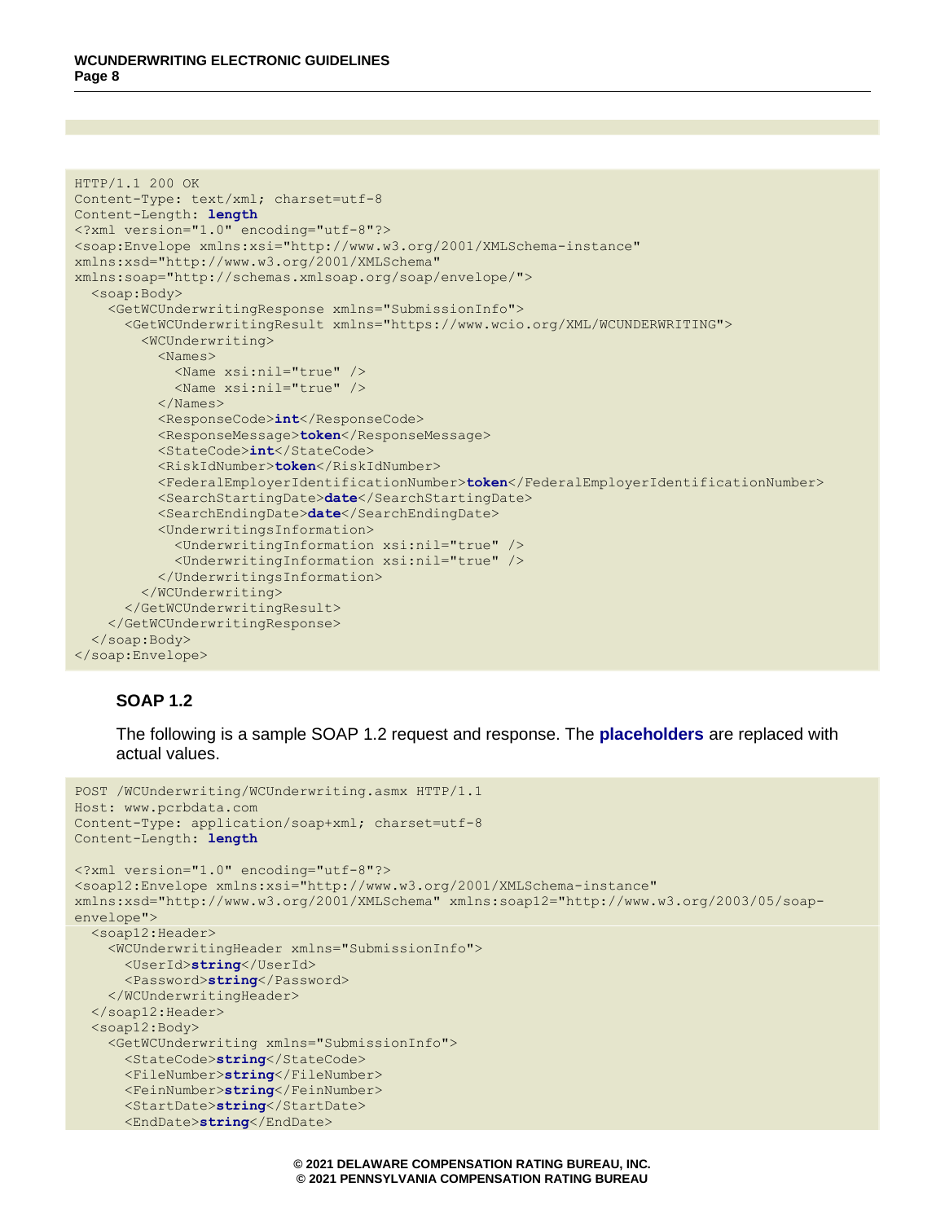```
HTTP/1.1 200 OK
Content-Type: text/xml; charset=utf-8
Content-Length: length
<?xml version="1.0" encoding="utf-8"?>
<soap:Envelope xmlns:xsi="http://www.w3.org/2001/XMLSchema-instance"
xmlns:xsd="http://www.w3.org/2001/XMLSchema"
xmlns:soap="http://schemas.xmlsoap.org/soap/envelope/">
  <soap:Body>
    <GetWCUnderwritingResponse xmlns="SubmissionInfo">
      <GetWCUnderwritingResult xmlns="https://www.wcio.org/XML/WCUNDERWRITING">
        <WCUnderwriting>
          <Names>
            <Name xsi:nil="true" />
            <Name xsi:nil="true" />
          </Names>
          <ResponseCode>int</ResponseCode>
          <ResponseMessage>token</ResponseMessage>
          <StateCode>int</StateCode>
          <RiskIdNumber>token</RiskIdNumber>
          <FederalEmployerIdentificationNumber>token</FederalEmployerIdentificationNumber>
          <SearchStartingDate>date</SearchStartingDate>
          <SearchEndingDate>date</SearchEndingDate>
          <UnderwritingsInformation>
            <UnderwritingInformation xsi:nil="true" />
            <UnderwritingInformation xsi:nil="true" />
          </UnderwritingsInformation>
        </WCUnderwriting>
      </GetWCUnderwritingResult>
    </GetWCUnderwritingResponse>
  </soap:Body>
</soap:Envelope>
```

### SOAP 1.2

The following is a sample SOAP 1.2 request and response. The **placeholders** are replaced with actual values.

```
POST /WCUnderwriting/WCUnderwriting.asmx HTTP/1.1
Host: www.pcrbdata.com
Content-Type: application/soap+xml; charset=utf-8
Content-Length: length

<?xml version="1.0" encoding="utf-8"?>
<soap12:Envelope xmlns:xsi="http://www.w3.org/2001/XMLSchema-instance"
xmlns:xsd="http://www.w3.org/2001/XMLSchema" xmlns:soap12="http://www.w3.org/2003/05/soap-envelope">
  <soap12:Header>
    <WCUnderwritingHeader xmlns="SubmissionInfo">
      <UserId>string</UserId>
      <Password>string</Password>
    </WCUnderwritingHeader>
  </soap12:Header>
  <soap12:Body>
    <GetWCUnderwriting xmlns="SubmissionInfo">
      <StateCode>string</StateCode>
      <FileNumber>string</FileNumber>
      <FeinNumber>string</FeinNumber>
      <StartDate>string</StartDate>
      <EndDate>string</EndDate>
```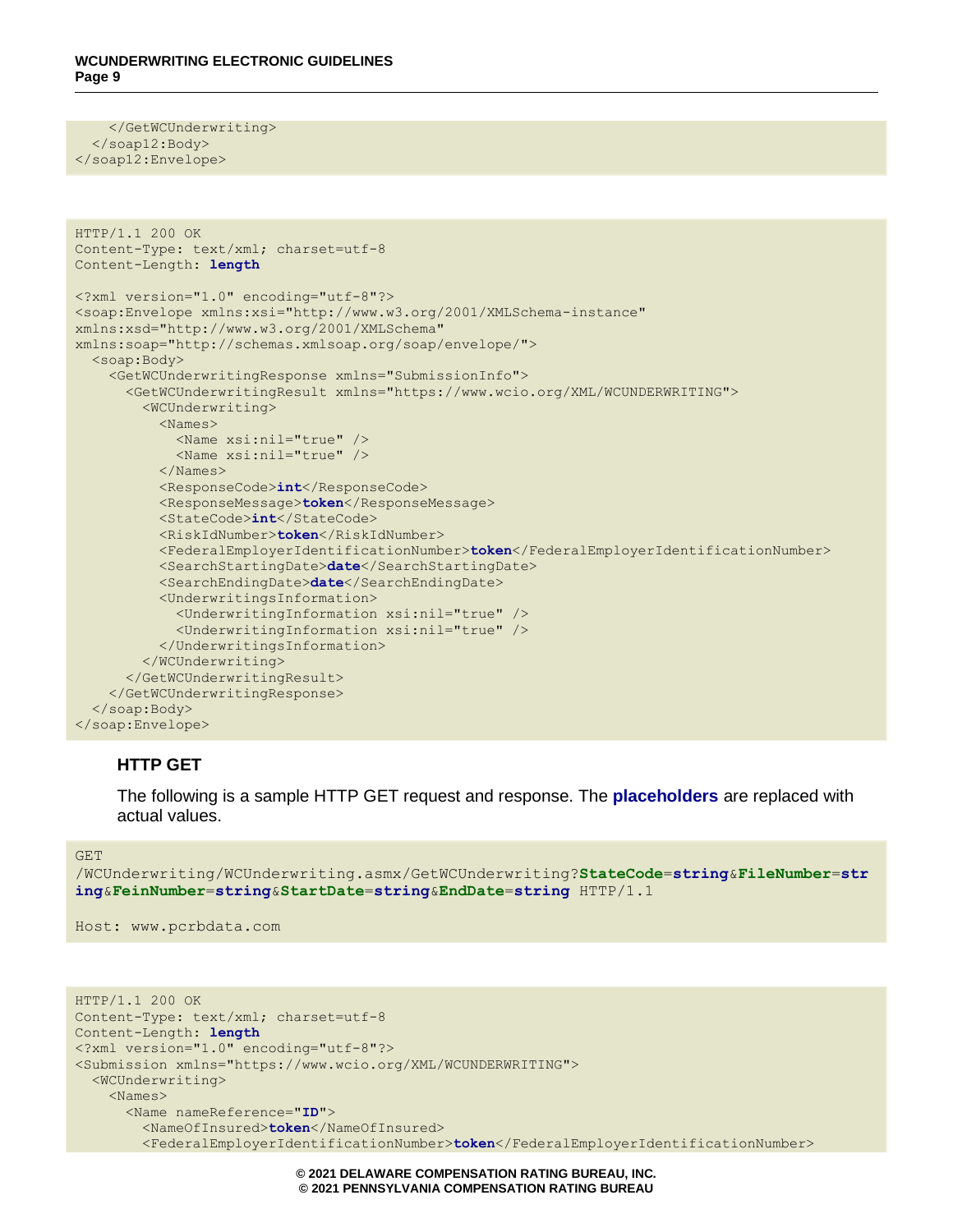```
    </GetWCUnderwriting>
  </soap12:Body>
</soap12:Envelope>
```

```
HTTP/1.1 200 OK
Content-Type: text/xml; charset=utf-8
Content-Length: length

<?xml version="1.0" encoding="utf-8"?>
<soap:Envelope xmlns:xsi="http://www.w3.org/2001/XMLSchema-instance"
xmlns:xsd="http://www.w3.org/2001/XMLSchema"
xmlns:soap="http://schemas.xmlsoap.org/soap/envelope/">
  <soap:Body>
    <GetWCUnderwritingResponse xmlns="SubmissionInfo">
      <GetWCUnderwritingResult xmlns="https://www.wcio.org/XML/WCUNDERWRITING">
        <WCUnderwriting>
          <Names>
            <Name xsi:nil="true" />
            <Name xsi:nil="true" />
          </Names>
          <ResponseCode>int</ResponseCode>
          <ResponseMessage>token</ResponseMessage>
          <StateCode>int</StateCode>
          <RiskIdNumber>token</RiskIdNumber>
          <FederalEmployerIdentificationNumber>token</FederalEmployerIdentificationNumber>
          <SearchStartingDate>date</SearchStartingDate>
          <SearchEndingDate>date</SearchEndingDate>
          <UnderwritingsInformation>
            <UnderwritingInformation xsi:nil="true" />
            <UnderwritingInformation xsi:nil="true" />
          </UnderwritingsInformation>
        </WCUnderwriting>
      </GetWCUnderwritingResult>
    </GetWCUnderwritingResponse>
  </soap:Body>
</soap:Envelope>
```

### HTTP GET

The following is a sample HTTP GET request and response. The **placeholders** are replaced with actual values.

```
GET
/WCUnderwriting/WCUnderwriting.asmx/GetWCUnderwriting?StateCode=string&FileNumber=string&FeinNumber=string&StartDate=string&EndDate=string HTTP/1.1

Host: www.pcrbdata.com
```

```
HTTP/1.1 200 OK
Content-Type: text/xml; charset=utf-8
Content-Length: length
<?xml version="1.0" encoding="utf-8"?>
<Submission xmlns="https://www.wcio.org/XML/WCUNDERWRITING">
  <WCUnderwriting>
    <Names>
      <Name nameReference="ID">
        <NameOfInsured>token</NameOfInsured>
        <FederalEmployerIdentificationNumber>token</FederalEmployerIdentificationNumber>
```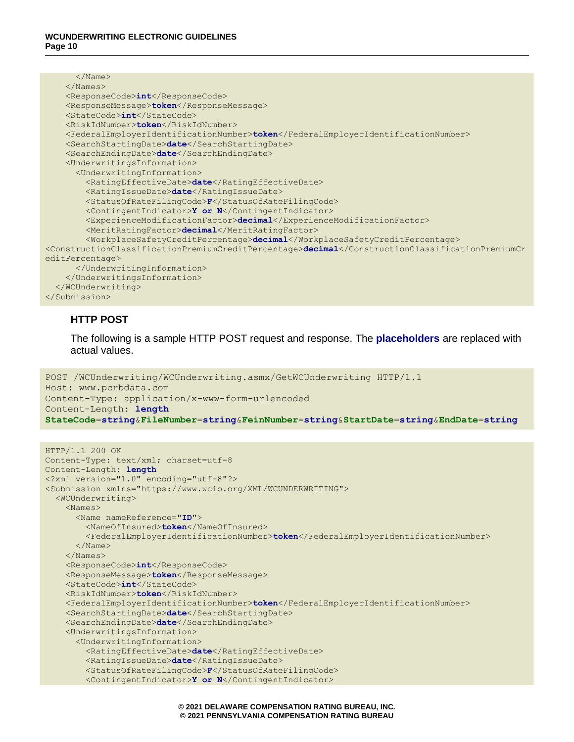```
      </Name>
    </Names>
    <ResponseCode>int</ResponseCode>
    <ResponseMessage>token</ResponseMessage>
    <StateCode>int</StateCode>
    <RiskIdNumber>token</RiskIdNumber>
    <FederalEmployerIdentificationNumber>token</FederalEmployerIdentificationNumber>
    <SearchStartingDate>date</SearchStartingDate>
    <SearchEndingDate>date</SearchEndingDate>
    <UnderwritingsInformation>
      <UnderwritingInformation>
        <RatingEffectiveDate>date</RatingEffectiveDate>
        <RatingIssueDate>date</RatingIssueDate>
        <StatusOfRateFilingCode>F</StatusOfRateFilingCode>
        <ContingentIndicator>Y or N</ContingentIndicator>
        <ExperienceModificationFactor>decimal</ExperienceModificationFactor>
        <MeritRatingFactor>decimal</MeritRatingFactor>
        <WorkplaceSafetyCreditPercentage>decimal</WorkplaceSafetyCreditPercentage>
<ConstructionClassificationPremiumCreditPercentage>decimal</ConstructionClassificationPremiumCr
editPercentage>
      </UnderwritingInformation>
    </UnderwritingsInformation>
  </WCUnderwriting>
</Submission>
```

### HTTP POST

The following is a sample HTTP POST request and response. The **placeholders** are replaced with actual values.

```
POST /WCUnderwriting/WCUnderwriting.asmx/GetWCUnderwriting HTTP/1.1
Host: www.pcrbdata.com
Content-Type: application/x-www-form-urlencoded
Content-Length: length
StateCode=string&FileNumber=string&FeinNumber=string&StartDate=string&EndDate=string
```

```
HTTP/1.1 200 OK
Content-Type: text/xml; charset=utf-8
Content-Length: length
<?xml version="1.0" encoding="utf-8"?>
<Submission xmlns="https://www.wcio.org/XML/WCUNDERWRITING">
  <WCUnderwriting>
    <Names>
      <Name nameReference="ID">
        <NameOfInsured>token</NameOfInsured>
        <FederalEmployerIdentificationNumber>token</FederalEmployerIdentificationNumber>
      </Name>
    </Names>
    <ResponseCode>int</ResponseCode>
    <ResponseMessage>token</ResponseMessage>
    <StateCode>int</StateCode>
    <RiskIdNumber>token</RiskIdNumber>
    <FederalEmployerIdentificationNumber>token</FederalEmployerIdentificationNumber>
    <SearchStartingDate>date</SearchStartingDate>
    <SearchEndingDate>date</SearchEndingDate>
    <UnderwritingsInformation>
      <UnderwritingInformation>
        <RatingEffectiveDate>date</RatingEffectiveDate>
        <RatingIssueDate>date</RatingIssueDate>
        <StatusOfRateFilingCode>F</StatusOfRateFilingCode>
        <ContingentIndicator>Y or N</ContingentIndicator>
```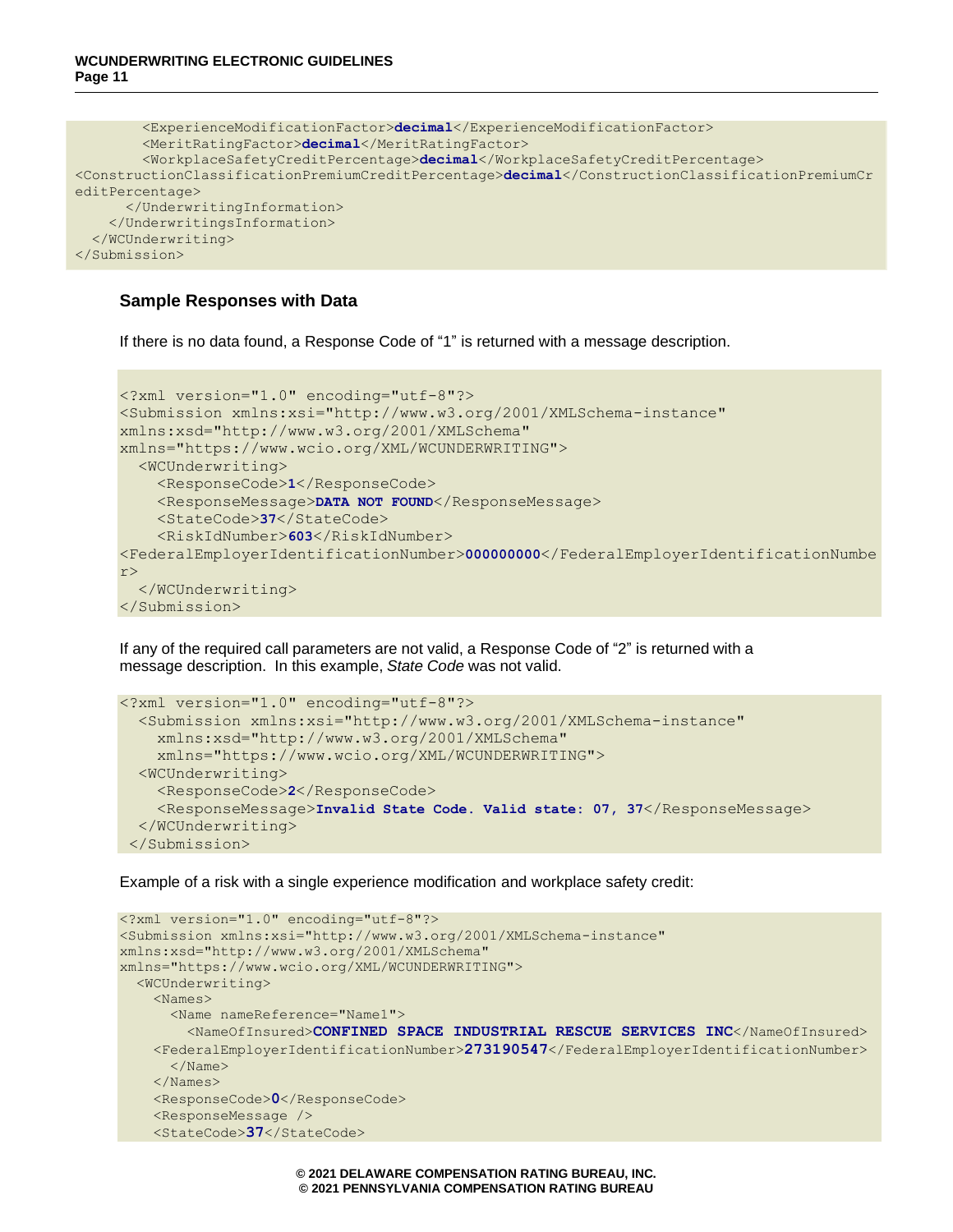```
        <ExperienceModificationFactor>decimal</ExperienceModificationFactor>
        <MeritRatingFactor>decimal</MeritRatingFactor>
        <WorkplaceSafetyCreditPercentage>decimal</WorkplaceSafetyCreditPercentage>
<ConstructionClassificationPremiumCreditPercentage>decimal</ConstructionClassificationPremiumCr
editPercentage>
      </UnderwritingInformation>
    </UnderwritingsInformation>
  </WCUnderwriting>
</Submission>
```

### Sample Responses with Data

If there is no data found, a Response Code of "1" is returned with a message description.

```
<?xml version="1.0" encoding="utf-8"?>
<Submission xmlns:xsi="http://www.w3.org/2001/XMLSchema-instance"
xmlns:xsd="http://www.w3.org/2001/XMLSchema"
xmlns="https://www.wcio.org/XML/WCUNDERWRITING">
  <WCUnderwriting>
    <ResponseCode>1</ResponseCode>
    <ResponseMessage>DATA NOT FOUND</ResponseMessage>
    <StateCode>37</StateCode>
    <RiskIdNumber>603</RiskIdNumber>
<FederalEmployerIdentificationNumber>000000000</FederalEmployerIdentificationNumbe
r>
  </WCUnderwriting>
</Submission>
```

If any of the required call parameters are not valid, a Response Code of "2" is returned with a message description. In this example, *State Code* was not valid.

```
<?xml version="1.0" encoding="utf-8"?>
  <Submission xmlns:xsi="http://www.w3.org/2001/XMLSchema-instance"
    xmlns:xsd="http://www.w3.org/2001/XMLSchema"
    xmlns="https://www.wcio.org/XML/WCUNDERWRITING">
  <WCUnderwriting>
    <ResponseCode>2</ResponseCode>
    <ResponseMessage>Invalid State Code. Valid state: 07, 37</ResponseMessage>
  </WCUnderwriting>
 </Submission>
```

Example of a risk with a single experience modification and workplace safety credit:

```
<?xml version="1.0" encoding="utf-8"?>
<Submission xmlns:xsi="http://www.w3.org/2001/XMLSchema-instance"
xmlns:xsd="http://www.w3.org/2001/XMLSchema"
xmlns="https://www.wcio.org/XML/WCUNDERWRITING">
  <WCUnderwriting>
    <Names>
      <Name nameReference="Name1">
        <NameOfInsured>CONFINED SPACE INDUSTRIAL RESCUE SERVICES INC</NameOfInsured>
    <FederalEmployerIdentificationNumber>273190547</FederalEmployerIdentificationNumber>
      </Name>
    </Names>
    <ResponseCode>0</ResponseCode>
    <ResponseMessage />
    <StateCode>37</StateCode>
```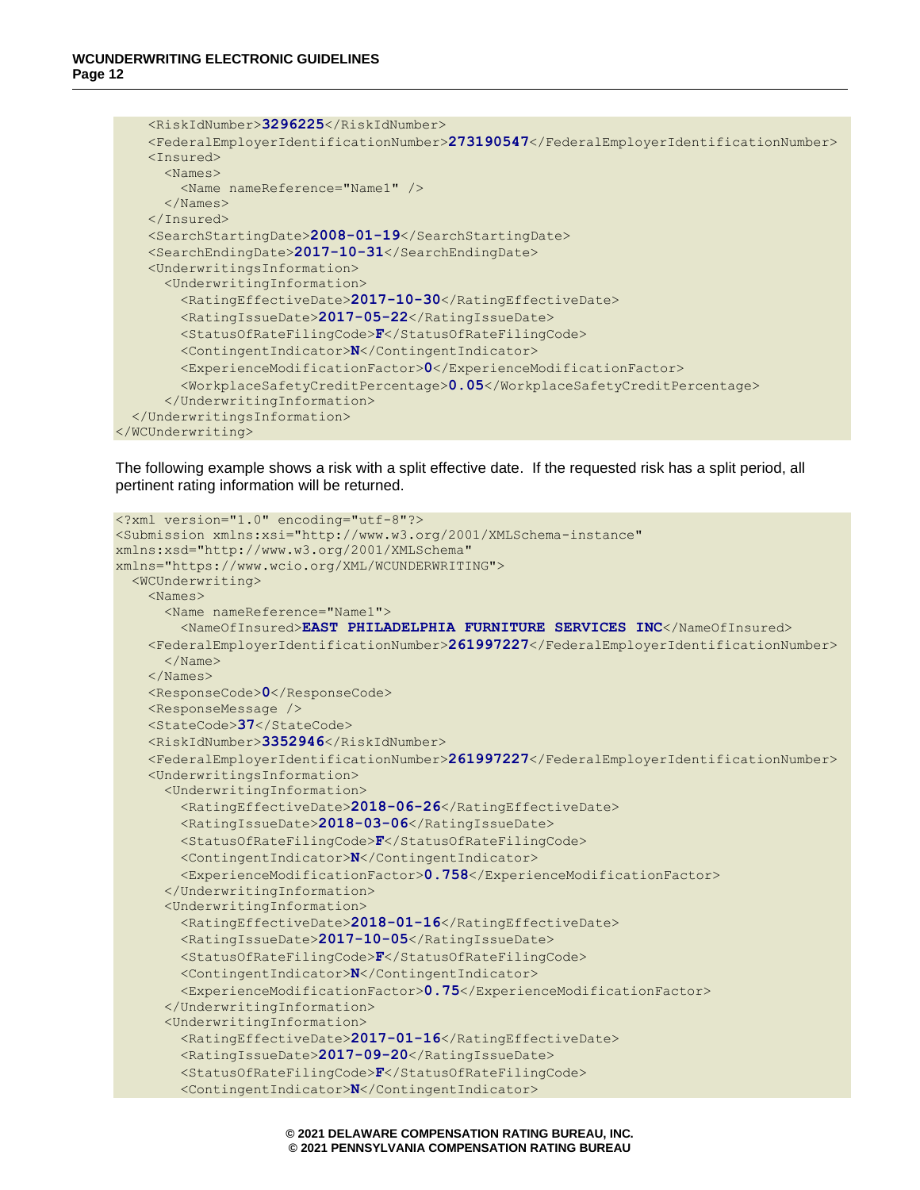```
    <RiskIdNumber>3296225</RiskIdNumber>
    <FederalEmployerIdentificationNumber>273190547</FederalEmployerIdentificationNumber>
    <Insured>
      <Names>
        <Name nameReference="Name1" />
      </Names>
    </Insured>
    <SearchStartingDate>2008-01-19</SearchStartingDate>
    <SearchEndingDate>2017-10-31</SearchEndingDate>
    <UnderwritingsInformation>
      <UnderwritingInformation>
        <RatingEffectiveDate>2017-10-30</RatingEffectiveDate>
        <RatingIssueDate>2017-05-22</RatingIssueDate>
        <StatusOfRateFilingCode>F</StatusOfRateFilingCode>
        <ContingentIndicator>N</ContingentIndicator>
        <ExperienceModificationFactor>0</ExperienceModificationFactor>
        <WorkplaceSafetyCreditPercentage>0.05</WorkplaceSafetyCreditPercentage>
      </UnderwritingInformation>
  </UnderwritingsInformation>
</WCUnderwriting>
```

The following example shows a risk with a split effective date. If the requested risk has a split period, all pertinent rating information will be returned.

```
<?xml version="1.0" encoding="utf-8"?>
<Submission xmlns:xsi="http://www.w3.org/2001/XMLSchema-instance"
xmlns:xsd="http://www.w3.org/2001/XMLSchema"
xmlns="https://www.wcio.org/XML/WCUNDERWRITING">
  <WCUnderwriting>
    <Names>
      <Name nameReference="Name1">
        <NameOfInsured>EAST PHILADELPHIA FURNITURE SERVICES INC</NameOfInsured>
    <FederalEmployerIdentificationNumber>261997227</FederalEmployerIdentificationNumber>
      </Name>
    </Names>
    <ResponseCode>0</ResponseCode>
    <ResponseMessage />
    <StateCode>37</StateCode>
    <RiskIdNumber>3352946</RiskIdNumber>
    <FederalEmployerIdentificationNumber>261997227</FederalEmployerIdentificationNumber>
    <UnderwritingsInformation>
      <UnderwritingInformation>
        <RatingEffectiveDate>2018-06-26</RatingEffectiveDate>
        <RatingIssueDate>2018-03-06</RatingIssueDate>
        <StatusOfRateFilingCode>F</StatusOfRateFilingCode>
        <ContingentIndicator>N</ContingentIndicator>
        <ExperienceModificationFactor>0.758</ExperienceModificationFactor>
      </UnderwritingInformation>
      <UnderwritingInformation>
        <RatingEffectiveDate>2018-01-16</RatingEffectiveDate>
        <RatingIssueDate>2017-10-05</RatingIssueDate>
        <StatusOfRateFilingCode>F</StatusOfRateFilingCode>
        <ContingentIndicator>N</ContingentIndicator>
        <ExperienceModificationFactor>0.75</ExperienceModificationFactor>
      </UnderwritingInformation>
      <UnderwritingInformation>
        <RatingEffectiveDate>2017-01-16</RatingEffectiveDate>
        <RatingIssueDate>2017-09-20</RatingIssueDate>
        <StatusOfRateFilingCode>F</StatusOfRateFilingCode>
        <ContingentIndicator>N</ContingentIndicator>
```

© 2021 DELAWARE COMPENSATION RATING BUREAU, INC.
© 2021 PENNSYLVANIA COMPENSATION RATING BUREAU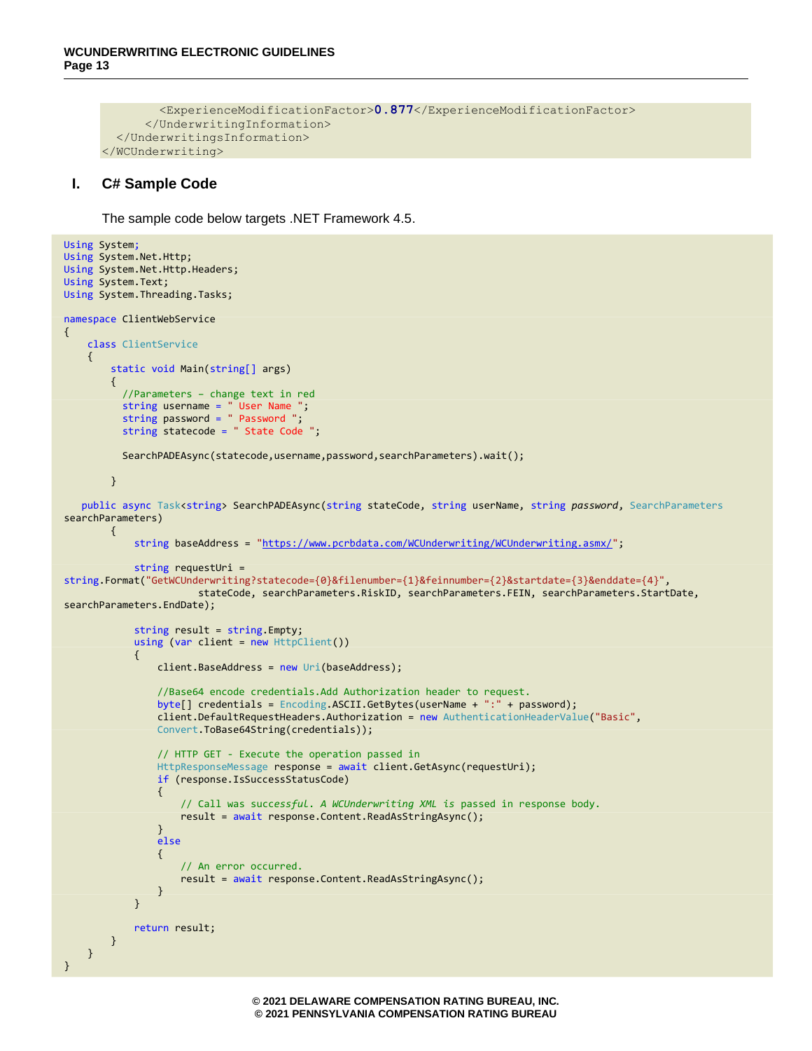```
        <ExperienceModificationFactor>0.877</ExperienceModificationFactor>
      </UnderwritingInformation>
  </UnderwritingsInformation>
</WCUnderwriting>
```

## I. C# Sample Code

The sample code below targets .NET Framework 4.5.

```
Using System;
Using System.Net.Http;
Using System.Net.Http.Headers;
Using System.Text;
Using System.Threading.Tasks;

namespace ClientWebService
{
    class ClientService
    {
        static void Main(string[] args)
        {
          //Parameters – change text in red
          string username = " User Name ";
          string password = " Password ";
          string statecode = " State Code ";

          SearchPADEAsync(statecode,username,password,searchParameters).wait();

        }

   public async Task<string> SearchPADEAsync(string stateCode, string userName, string password, SearchParameters
searchParameters)
        {
            string baseAddress = "https://www.pcrbdata.com/WCUnderwriting/WCUnderwriting.asmx/";

            string requestUri =
string.Format("GetWCUnderwriting?statecode={0}&filenumber={1}&feinnumber={2}&startdate={3}&enddate={4}",
                           stateCode, searchParameters.RiskID, searchParameters.FEIN, searchParameters.StartDate,
searchParameters.EndDate);

            string result = string.Empty;
            using (var client = new HttpClient())
            {
                client.BaseAddress = new Uri(baseAddress);

                //Base64 encode credentials.Add Authorization header to request.
                byte[] credentials = Encoding.ASCII.GetBytes(userName + ":" + password);
                client.DefaultRequestHeaders.Authorization = new AuthenticationHeaderValue("Basic",
                Convert.ToBase64String(credentials));

                // HTTP GET - Execute the operation passed in
                HttpResponseMessage response = await client.GetAsync(requestUri);
                if (response.IsSuccessStatusCode)
                {
                    // Call was successful. A WCUnderwriting XML is passed in response body.
                    result = await response.Content.ReadAsStringAsync();
                }
                else
                {
                    // An error occurred.
                    result = await response.Content.ReadAsStringAsync();
                }
            }

            return result;
        }
    }
}
```